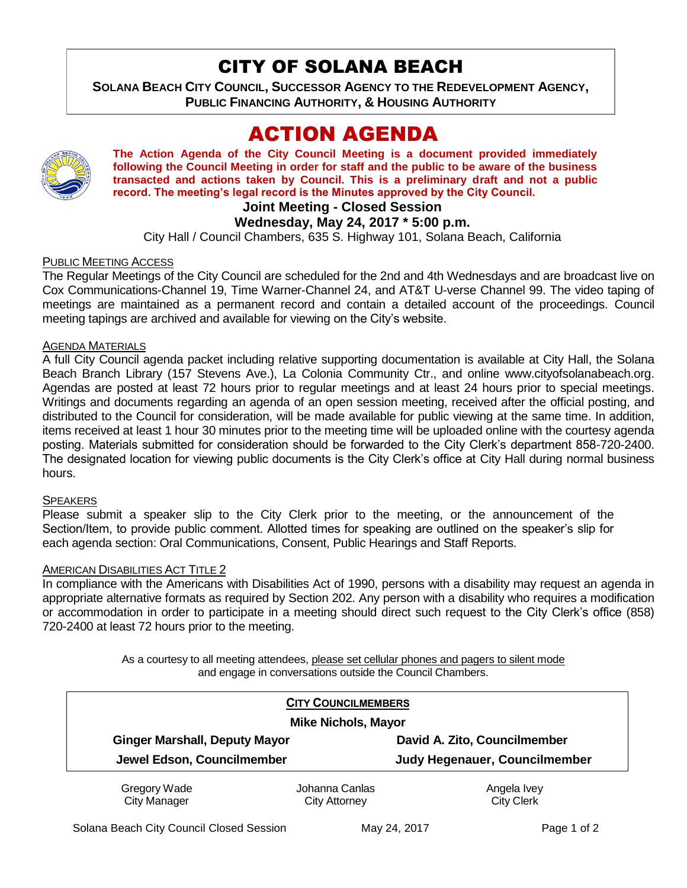# CITY OF SOLANA BEACH

**SOLANA BEACH CITY COUNCIL, SUCCESSOR AGENCY TO THE REDEVELOPMENT AGENCY, PUBLIC FINANCING AUTHORITY, & HOUSING AUTHORITY**

# ACTION AGENDA

**The Action Agenda of the City Council Meeting is a document provided immediately following the Council Meeting in order for staff and the public to be aware of the business transacted and actions taken by Council. This is a preliminary draft and not a public record. The meeting's legal record is the Minutes approved by the City Council.**

**Joint Meeting - Closed Session**

**Wednesday, May 24, 2017 * 5:00 p.m.**

City Hall / Council Chambers, 635 S. Highway 101, Solana Beach, California

PUBLIC MEETING ACCESS

The Regular Meetings of the City Council are scheduled for the 2nd and 4th Wednesdays and are broadcast live on Cox Communications-Channel 19, Time Warner-Channel 24, and AT&T U-verse Channel 99. The video taping of meetings are maintained as a permanent record and contain a detailed account of the proceedings. Council meeting tapings are archived and available for viewing on the City's website.

AGENDA MATERIALS

A full City Council agenda packet including relative supporting documentation is available at City Hall, the Solana Beach Branch Library (157 Stevens Ave.), La Colonia Community Ctr., and online www.cityofsolanabeach.org. Agendas are posted at least 72 hours prior to regular meetings and at least 24 hours prior to special meetings. Writings and documents regarding an agenda of an open session meeting, received after the official posting, and distributed to the Council for consideration, will be made available for public viewing at the same time. In addition, items received at least 1 hour 30 minutes prior to the meeting time will be uploaded online with the courtesy agenda posting. Materials submitted for consideration should be forwarded to the City Clerk's department 858-720-2400. The designated location for viewing public documents is the City Clerk's office at City Hall during normal business hours.

SPEAKERS

Please submit a speaker slip to the City Clerk prior to the meeting, or the announcement of the Section/Item, to provide public comment. Allotted times for speaking are outlined on the speaker's slip for each agenda section: Oral Communications, Consent, Public Hearings and Staff Reports.

AMERICAN DISABILITIES ACT TITLE 2

In compliance with the Americans with Disabilities Act of 1990, persons with a disability may request an agenda in appropriate alternative formats as required by Section 202. Any person with a disability who requires a modification or accommodation in order to participate in a meeting should direct such request to the City Clerk's office (858) 720-2400 at least 72 hours prior to the meeting.

As a courtesy to all meeting attendees, please set cellular phones and pagers to silent mode and engage in conversations outside the Council Chambers.

**CITY COUNCILMEMBERS**

**Mike Nichols, Mayor**

| | |
|---|---|
| **Ginger Marshall, Deputy Mayor** | **David A. Zito, Councilmember** |
| **Jewel Edson, Councilmember** | **Judy Hegenauer, Councilmember** |

| Gregory Wade | Johanna Canlas | Angela Ivey |
|---|---|---|
| City Manager | City Attorney | City Clerk |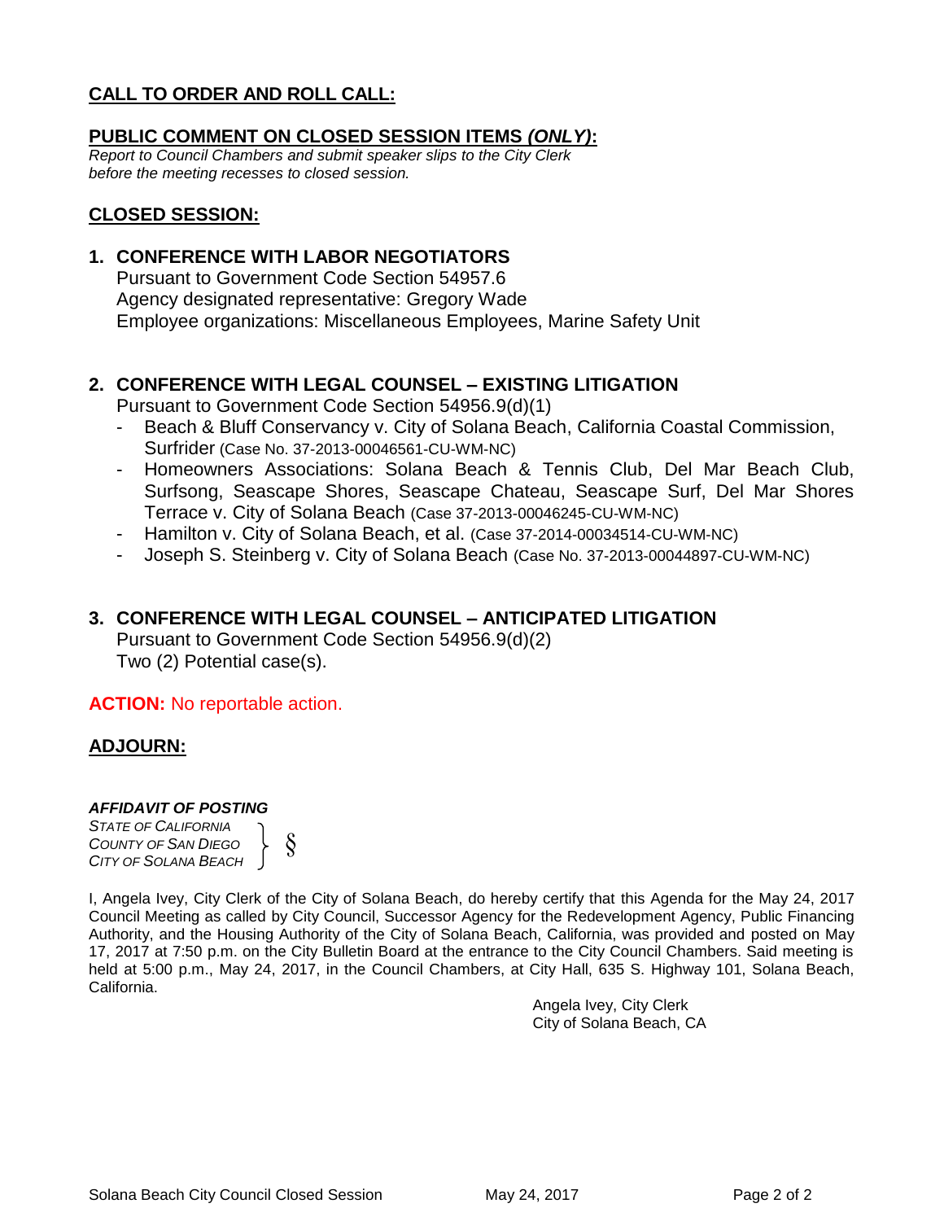## CALL TO ORDER AND ROLL CALL:

## PUBLIC COMMENT ON CLOSED SESSION ITEMS *(ONLY)*:

*Report to Council Chambers and submit speaker slips to the City Clerk before the meeting recesses to closed session.*

## CLOSED SESSION:

### 1. CONFERENCE WITH LABOR NEGOTIATORS

Pursuant to Government Code Section 54957.6
Agency designated representative: Gregory Wade
Employee organizations: Miscellaneous Employees, Marine Safety Unit

### 2. CONFERENCE WITH LEGAL COUNSEL – EXISTING LITIGATION

Pursuant to Government Code Section 54956.9(d)(1)

- Beach & Bluff Conservancy v. City of Solana Beach, California Coastal Commission, Surfrider (Case No. 37-2013-00046561-CU-WM-NC)
- Homeowners Associations: Solana Beach & Tennis Club, Del Mar Beach Club, Surfsong, Seascape Shores, Seascape Chateau, Seascape Surf, Del Mar Shores Terrace v. City of Solana Beach (Case 37-2013-00046245-CU-WM-NC)
- Hamilton v. City of Solana Beach, et al. (Case 37-2014-00034514-CU-WM-NC)
- Joseph S. Steinberg v. City of Solana Beach (Case No. 37-2013-00044897-CU-WM-NC)

### 3. CONFERENCE WITH LEGAL COUNSEL – ANTICIPATED LITIGATION

Pursuant to Government Code Section 54956.9(d)(2)
Two (2) Potential case(s).

**ACTION:** No reportable action.

## ADJOURN:

***AFFIDAVIT OF POSTING***

*STATE OF CALIFORNIA*
*COUNTY OF SAN DIEGO* } §
*CITY OF SOLANA BEACH*

I, Angela Ivey, City Clerk of the City of Solana Beach, do hereby certify that this Agenda for the May 24, 2017 Council Meeting as called by City Council, Successor Agency for the Redevelopment Agency, Public Financing Authority, and the Housing Authority of the City of Solana Beach, California, was provided and posted on May 17, 2017 at 7:50 p.m. on the City Bulletin Board at the entrance to the City Council Chambers. Said meeting is held at 5:00 p.m., May 24, 2017, in the Council Chambers, at City Hall, 635 S. Highway 101, Solana Beach, California.

Angela Ivey, City Clerk
City of Solana Beach, CA